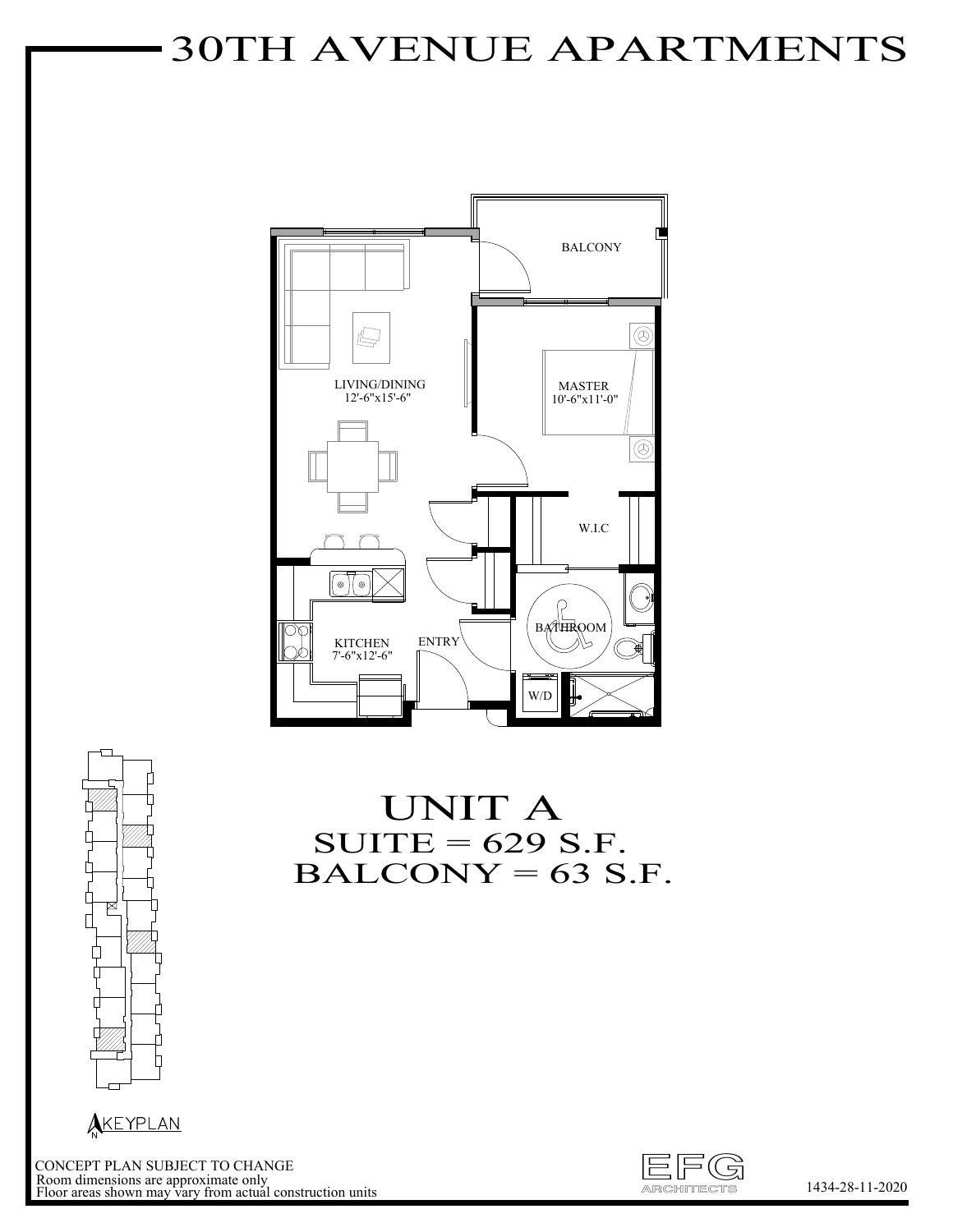# 30TH AVENUE APARTMENTS

BALCONY

LIVING/DINING
12'-6"x15'-6"

MASTER
10'-6"x11'-0"

W.I.C

KITCHEN
7'-6"x12'-6"

ENTRY

BATHROOM

W/D

KEYPLAN

## UNIT A

## SUITE = 629 S.F.

## BALCONY = 63 S.F.

CONCEPT PLAN SUBJECT TO CHANGE
Room dimensions are approximate only
Floor areas shown may vary from actual construction units

EFG ARCHITECTS

1434-28-11-2020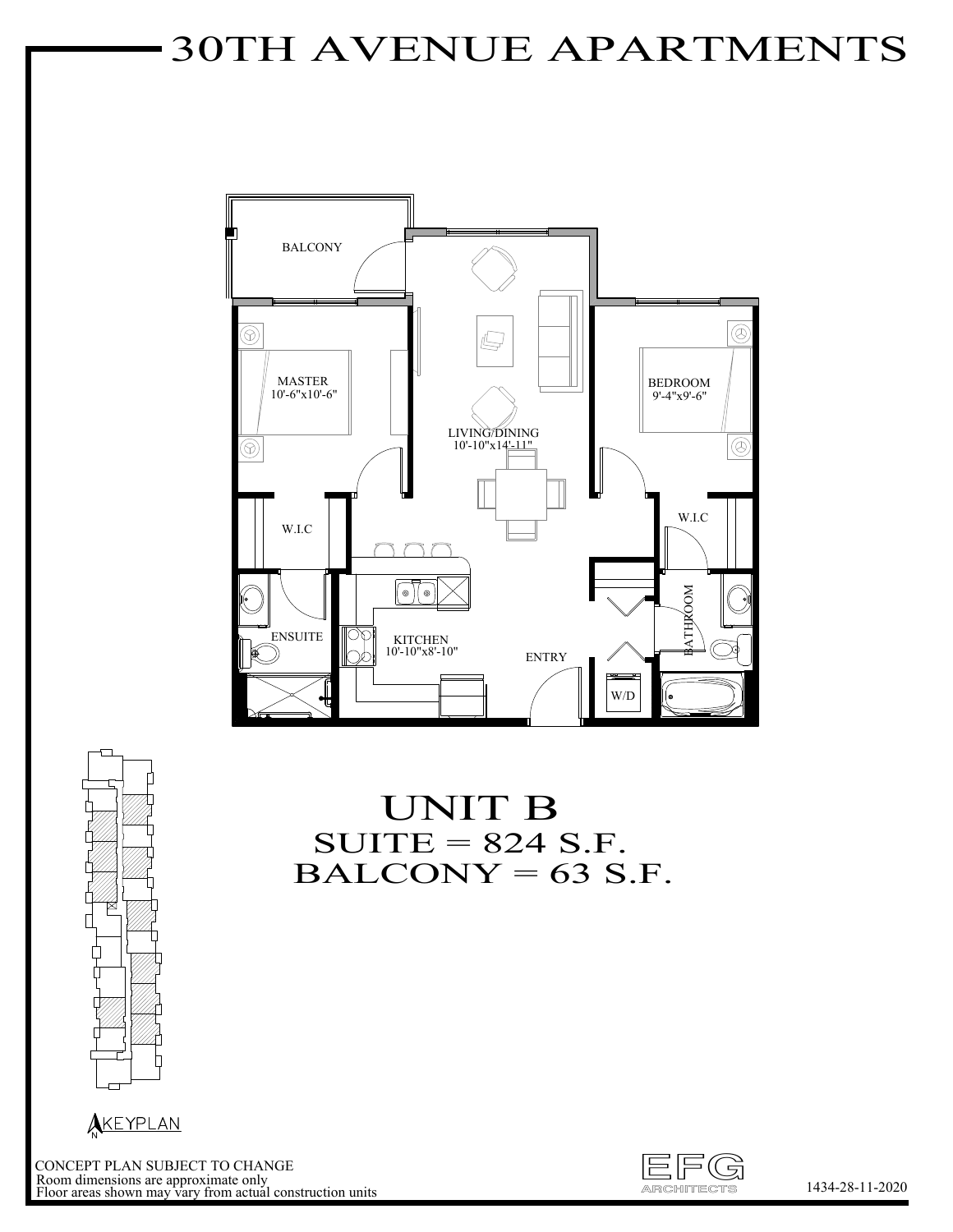# 30TH AVENUE APARTMENTS

BALCONY

MASTER
10'-6"x10'-6"

LIVING/DINING
10'-10"x14'-11"

BEDROOM
9'-4"x9'-6"

W.I.C

W.I.C

ENSUITE

KITCHEN
10'-10"x8'-10"

ENTRY

BATHROOM

W/D

KEYPLAN

## UNIT B
## SUITE = 824 S.F.
## BALCONY = 63 S.F.

CONCEPT PLAN SUBJECT TO CHANGE
Room dimensions are approximate only
Floor areas shown may vary from actual construction units

EFG ARCHITECTS

1434-28-11-2020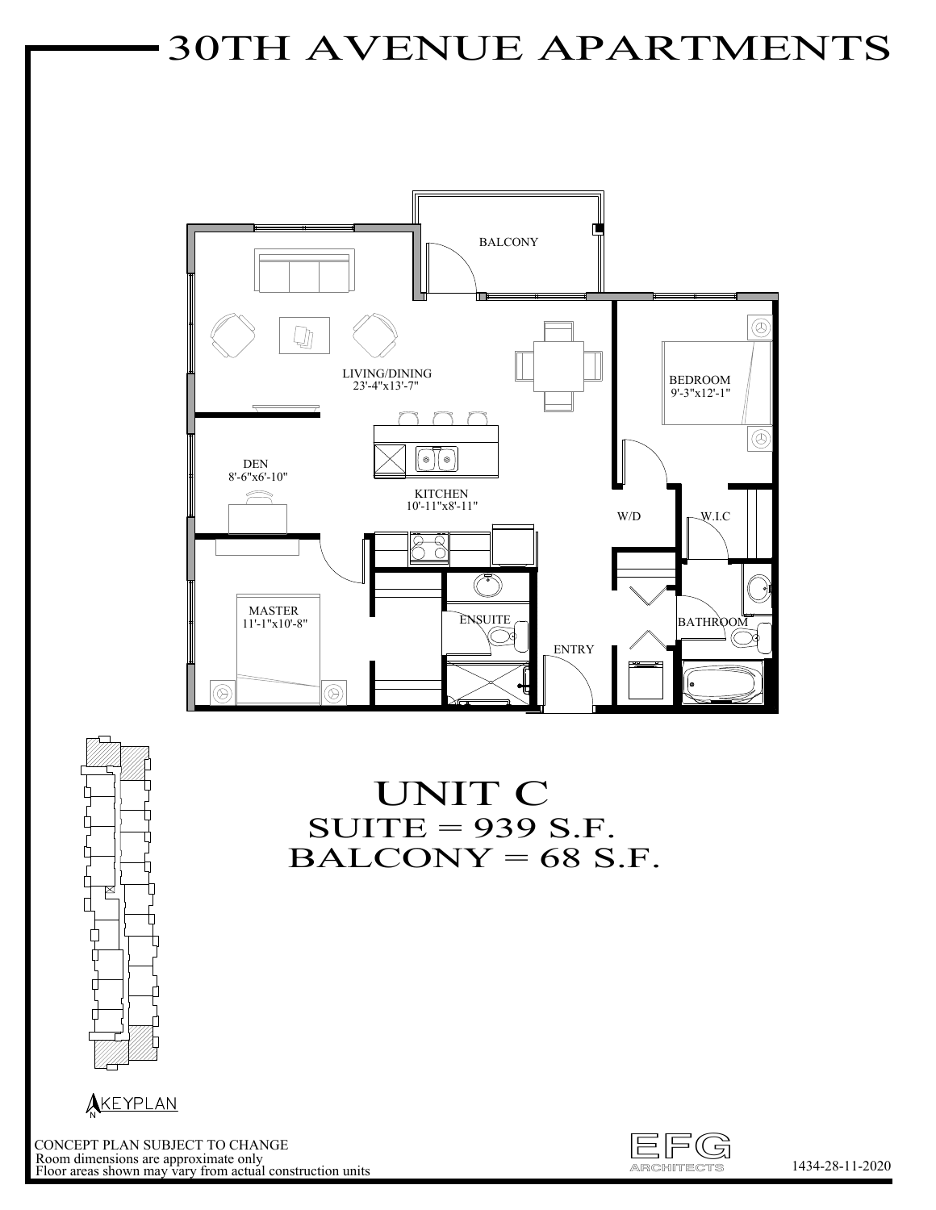# 30TH AVENUE APARTMENTS

BALCONY

LIVING/DINING
23'-4"x13'-7"

BEDROOM
9'-3"x12'-1"

DEN
8'-6"x6'-10"

KITCHEN
10'-11"x8'-11"

W/D

W.I.C

MASTER
11'-1"x10'-8"

ENSUITE

ENTRY

BATHROOM

## UNIT C
## SUITE = 939 S.F.
## BALCONY = 68 S.F.

KEYPLAN

CONCEPT PLAN SUBJECT TO CHANGE
Room dimensions are approximate only
Floor areas shown may vary from actual construction units

EFG ARCHITECTS

1434-28-11-2020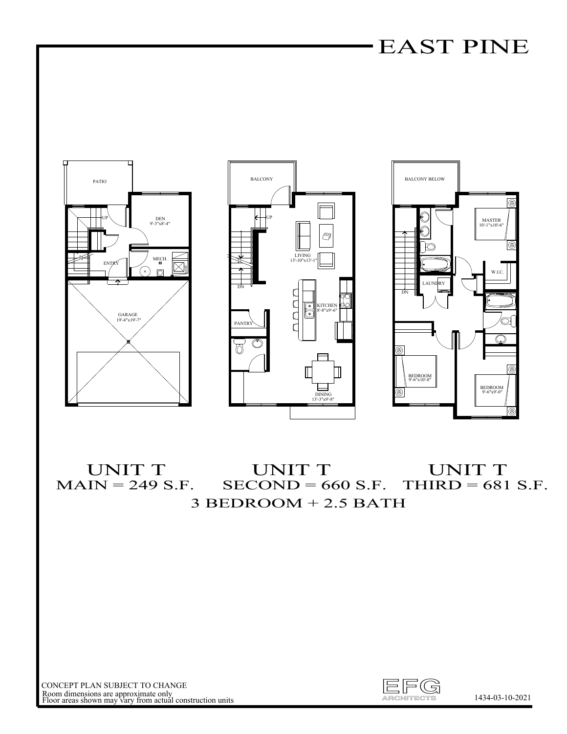# EAST PINE

PATIO

UP

DEN
9'-3"x8'-4"

ENTRY

MECH.

GARAGE
19'-4"x19'-7"

BALCONY

UP

LIVING
13'-10"x13'-1"

DN

KITCHEN
8'-8"x9'-6"

PANTRY

DINING
13'-3"x9'-8"

BALCONY BELOW

MASTER
10'-1"x10'-6"

W.I.C.

LAUNDRY

DN

BEDROOM
9'-6"x10'-8"

BEDROOM
9'-6"x9'-0"

UNIT T
MAIN = 249 S.F.

UNIT T
SECOND = 660 S.F.

UNIT T
THIRD = 681 S.F.

3 BEDROOM + 2.5 BATH

CONCEPT PLAN SUBJECT TO CHANGE
Room dimensions are approximate only
Floor areas shown may vary from actual construction units

EFG ARCHITECTS

1434-03-10-2021